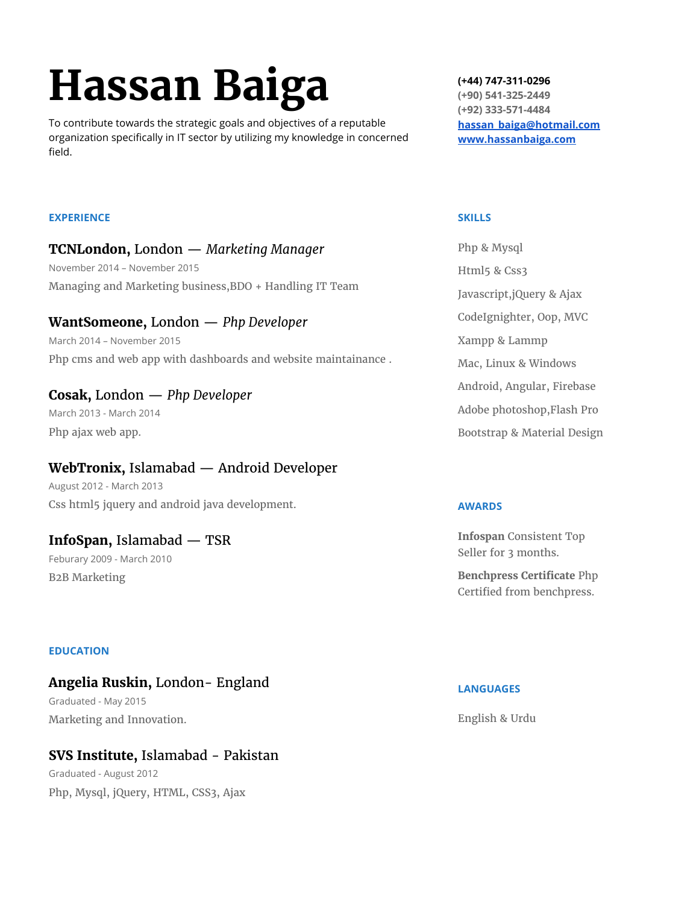# Hassan Baiga

To contribute towards the strategic goals and objectives of a reputable organization specifically in IT sector by utilizing my knowledge in concerned field.

**(+44) 747-311-0296**
**(+90) 541-325-2449**
**(+92) 333-571-4484**
**[hassan_baiga@hotmail.com](mailto:hassan_baiga@hotmail.com)**
**[www.hassanbaiga.com](http://www.hassanbaiga.com)**

## EXPERIENCE

### **TCNLondon,** London — *Marketing Manager*

November 2014 – November 2015

Managing and Marketing business,BDO + Handling IT Team

### **WantSomeone,** London — *Php Developer*

March 2014 – November 2015

Php cms and web app with dashboards and website maintainance .

### **Cosak,** London — *Php Developer*

March 2013 - March 2014

Php ajax web app.

### **WebTronix,** Islamabad — Android Developer

August 2012 - March 2013

Css html5 jquery and android java development.

### **InfoSpan,** Islamabad — TSR

Feburary 2009 - March 2010

B2B Marketing

## EDUCATION

### **Angelia Ruskin,** London- England

Graduated - May 2015

Marketing and Innovation.

### **SVS Institute,** Islamabad - Pakistan

Graduated - August 2012

Php, Mysql, jQuery, HTML, CSS3, Ajax

## SKILLS

Php & Mysql

Html5 & Css3

Javascript,jQuery & Ajax

CodeIgnighter, Oop, MVC

Xampp & Lammp

Mac, Linux & Windows

Android, Angular, Firebase

Adobe photoshop,Flash Pro

Bootstrap & Material Design

## AWARDS

**Infospan** Consistent Top Seller for 3 months.

**Benchpress Certificate** Php Certified from benchpress.

## LANGUAGES

English & Urdu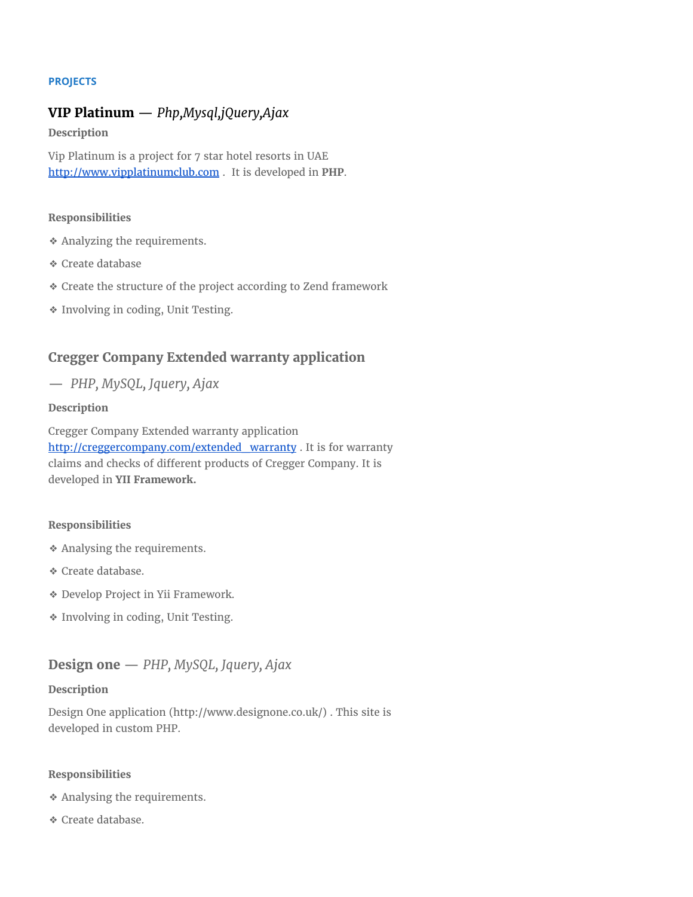## PROJECTS

### **VIP Platinum** — *Php,Mysql,jQuery,Ajax*

**Description**

Vip Platinum is a project for 7 star hotel resorts in UAE [http://www.vipplatinumclub.com](http://www.vipplatinumclub.com) . It is developed in **PHP**.

**Responsibilities**

- ❖ Analyzing the requirements.
- ❖ Create database
- ❖ Create the structure of the project according to Zend framework
- ❖ Involving in coding, Unit Testing.

### **Cregger Company Extended warranty application** — *PHP, MySQL, Jquery, Ajax*

**Description**

Cregger Company Extended warranty application [http://creggercompany.com/extended_warranty](http://creggercompany.com/extended_warranty) . It is for warranty claims and checks of different products of Cregger Company. It is developed in **YII Framework.**

**Responsibilities**

- ❖ Analysing the requirements.
- ❖ Create database.
- ❖ Develop Project in Yii Framework.
- ❖ Involving in coding, Unit Testing.

### **Design one** — *PHP, MySQL, Jquery, Ajax*

**Description**

Design One application (http://www.designone.co.uk/) . This site is developed in custom PHP.

**Responsibilities**

- ❖ Analysing the requirements.
- ❖ Create database.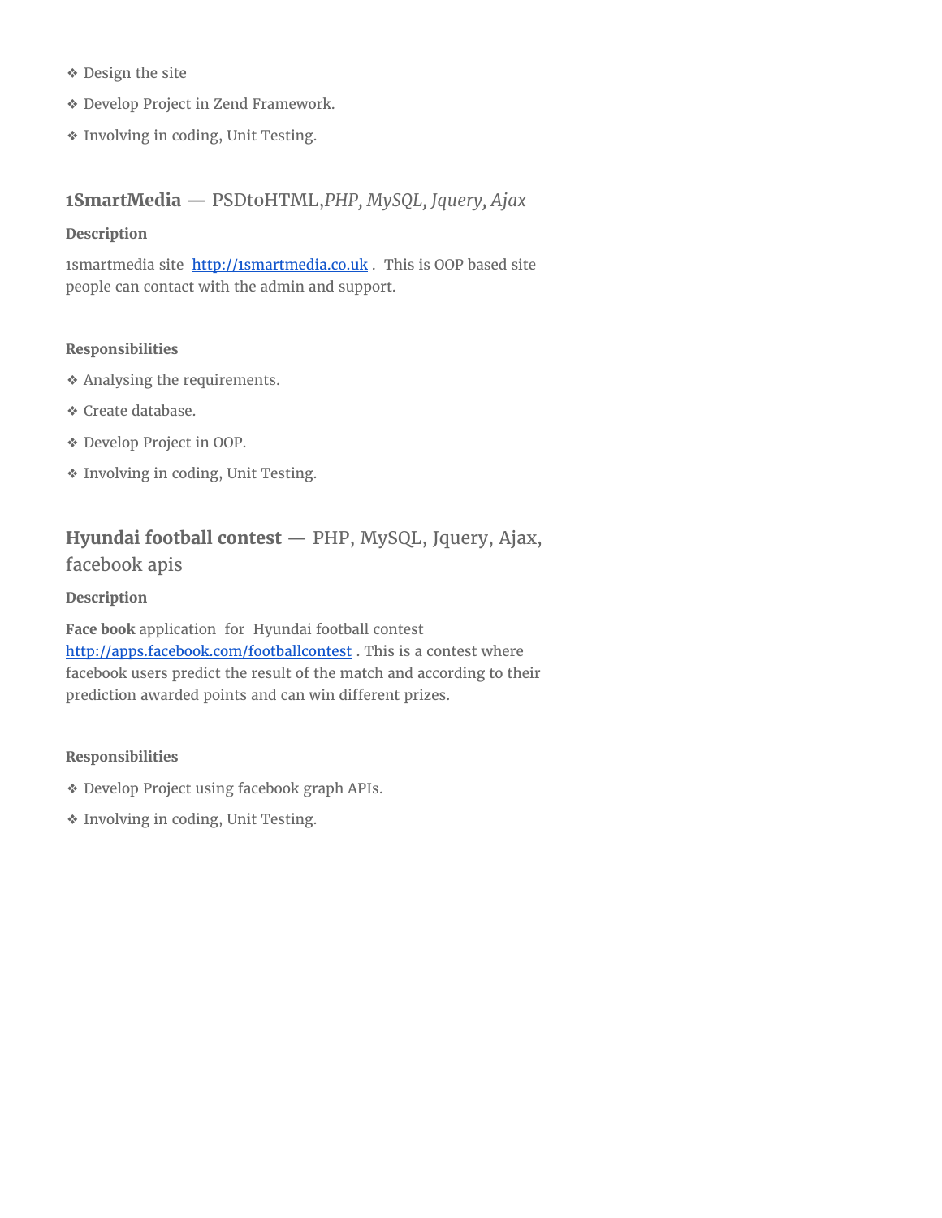- ❖ Design the site
- ❖ Develop Project in Zend Framework.
- ❖ Involving in coding, Unit Testing.

### **1SmartMedia** — PSDtoHTML,*PHP, MySQL, Jquery, Ajax*

**Description**

1smartmedia site [http://1smartmedia.co.uk](http://1smartmedia.co.uk) . This is OOP based site people can contact with the admin and support.

**Responsibilities**

- ❖ Analysing the requirements.
- ❖ Create database.
- ❖ Develop Project in OOP.
- ❖ Involving in coding, Unit Testing.

### **Hyundai football contest** — PHP, MySQL, Jquery, Ajax, facebook apis

**Description**

**Face book** application for Hyundai football contest [http://apps.facebook.com/footballcontest](http://apps.facebook.com/footballcontest) . This is a contest where facebook users predict the result of the match and according to their prediction awarded points and can win different prizes.

**Responsibilities**

- ❖ Develop Project using facebook graph APIs.
- ❖ Involving in coding, Unit Testing.